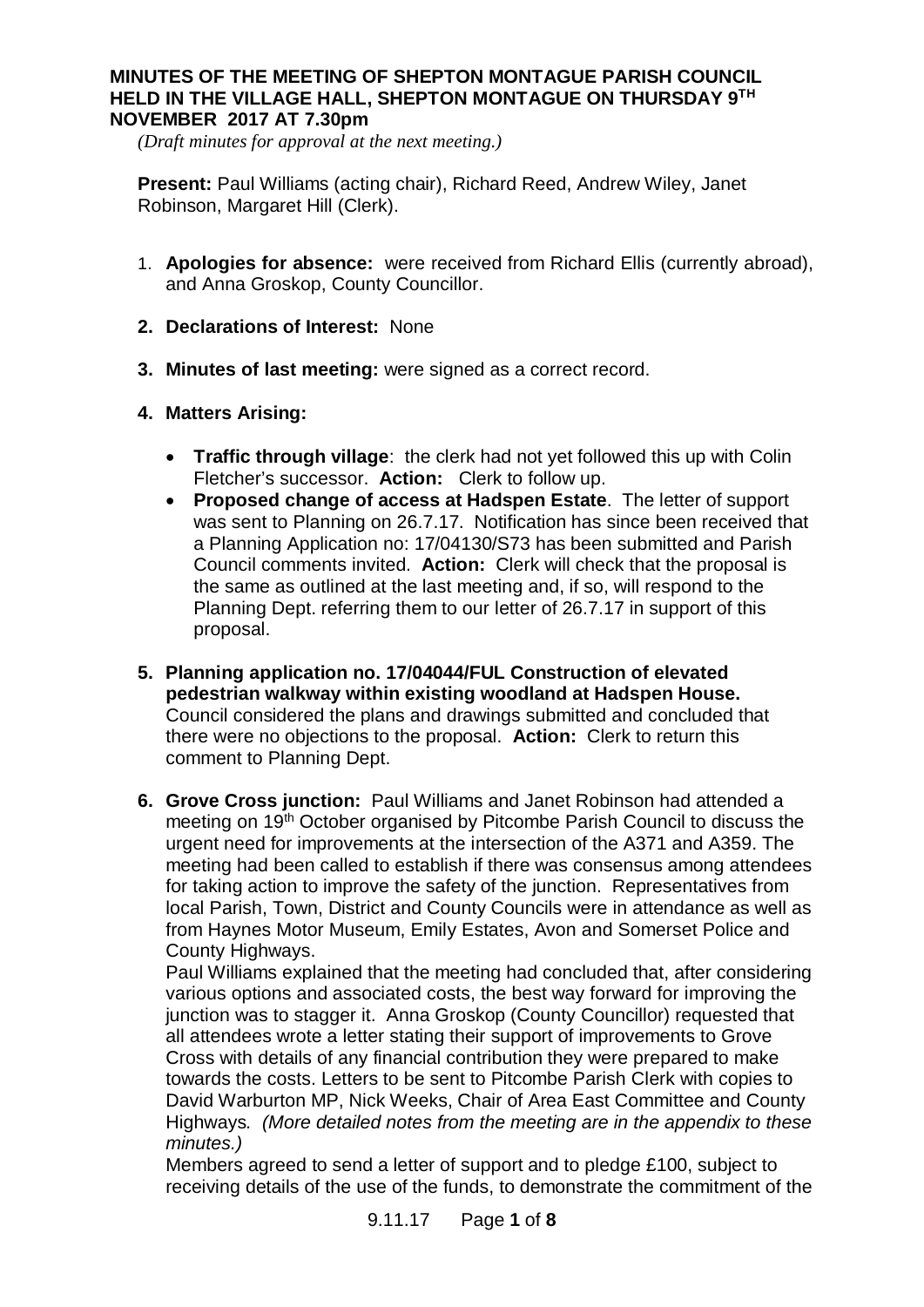# MINUTES OF THE MEETING OF SHEPTON MONTAGUE PARISH COUNCIL HELD IN THE VILLAGE HALL, SHEPTON MONTAGUE ON THURSDAY 9TH NOVEMBER 2017 AT 7.30pm

*(Draft minutes for approval at the next meeting.)*

**Present:** Paul Williams (acting chair), Richard Reed, Andrew Wiley, Janet Robinson, Margaret Hill (Clerk).

1. **Apologies for absence:** were received from Richard Ellis (currently abroad), and Anna Groskop, County Councillor.

2. **Declarations of Interest:** None

3. **Minutes of last meeting:** were signed as a correct record.

4. **Matters Arising:**

   - **Traffic through village**: the clerk had not yet followed this up with Colin Fletcher's successor. **Action:** Clerk to follow up.
   - **Proposed change of access at Hadspen Estate**. The letter of support was sent to Planning on 26.7.17. Notification has since been received that a Planning Application no: 17/04130/S73 has been submitted and Parish Council comments invited. **Action:** Clerk will check that the proposal is the same as outlined at the last meeting and, if so, will respond to the Planning Dept. referring them to our letter of 26.7.17 in support of this proposal.

5. **Planning application no. 17/04044/FUL Construction of elevated pedestrian walkway within existing woodland at Hadspen House.** Council considered the plans and drawings submitted and concluded that there were no objections to the proposal. **Action:** Clerk to return this comment to Planning Dept.

6. **Grove Cross junction:** Paul Williams and Janet Robinson had attended a meeting on 19th October organised by Pitcombe Parish Council to discuss the urgent need for improvements at the intersection of the A371 and A359. The meeting had been called to establish if there was consensus among attendees for taking action to improve the safety of the junction. Representatives from local Parish, Town, District and County Councils were in attendance as well as from Haynes Motor Museum, Emily Estates, Avon and Somerset Police and County Highways.

   Paul Williams explained that the meeting had concluded that, after considering various options and associated costs, the best way forward for improving the junction was to stagger it. Anna Groskop (County Councillor) requested that all attendees wrote a letter stating their support of improvements to Grove Cross with details of any financial contribution they were prepared to make towards the costs. Letters to be sent to Pitcombe Parish Clerk with copies to David Warburton MP, Nick Weeks, Chair of Area East Committee and County Highways. *(More detailed notes from the meeting are in the appendix to these minutes.)*

   Members agreed to send a letter of support and to pledge £100, subject to receiving details of the use of the funds, to demonstrate the commitment of the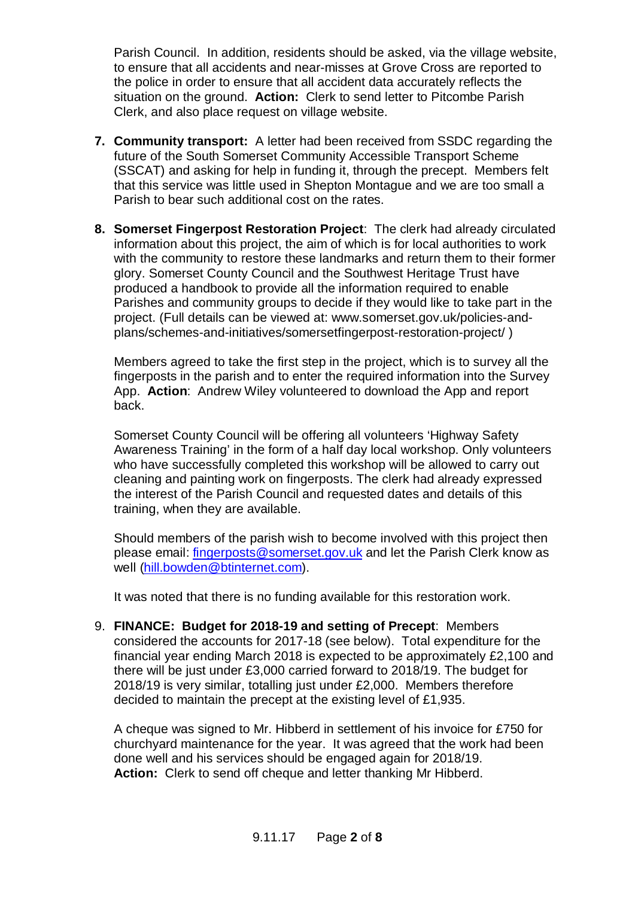Parish Council. In addition, residents should be asked, via the village website, to ensure that all accidents and near-misses at Grove Cross are reported to the police in order to ensure that all accident data accurately reflects the situation on the ground. **Action:** Clerk to send letter to Pitcombe Parish Clerk, and also place request on village website.

7. **Community transport:** A letter had been received from SSDC regarding the future of the South Somerset Community Accessible Transport Scheme (SSCAT) and asking for help in funding it, through the precept. Members felt that this service was little used in Shepton Montague and we are too small a Parish to bear such additional cost on the rates.

8. **Somerset Fingerpost Restoration Project**: The clerk had already circulated information about this project, the aim of which is for local authorities to work with the community to restore these landmarks and return them to their former glory. Somerset County Council and the Southwest Heritage Trust have produced a handbook to provide all the information required to enable Parishes and community groups to decide if they would like to take part in the project. (Full details can be viewed at: www.somerset.gov.uk/policies-and-plans/schemes-and-initiatives/somersetfingerpost-restoration-project/ )

   Members agreed to take the first step in the project, which is to survey all the fingerposts in the parish and to enter the required information into the Survey App. **Action**: Andrew Wiley volunteered to download the App and report back.

   Somerset County Council will be offering all volunteers 'Highway Safety Awareness Training' in the form of a half day local workshop. Only volunteers who have successfully completed this workshop will be allowed to carry out cleaning and painting work on fingerposts. The clerk had already expressed the interest of the Parish Council and requested dates and details of this training, when they are available.

   Should members of the parish wish to become involved with this project then please email: fingerposts@somerset.gov.uk and let the Parish Clerk know as well (hill.bowden@btinternet.com).

   It was noted that there is no funding available for this restoration work.

9. **FINANCE: Budget for 2018-19 and setting of Precept**: Members considered the accounts for 2017-18 (see below). Total expenditure for the financial year ending March 2018 is expected to be approximately £2,100 and there will be just under £3,000 carried forward to 2018/19. The budget for 2018/19 is very similar, totalling just under £2,000. Members therefore decided to maintain the precept at the existing level of £1,935.

   A cheque was signed to Mr. Hibberd in settlement of his invoice for £750 for churchyard maintenance for the year. It was agreed that the work had been done well and his services should be engaged again for 2018/19.
   **Action:** Clerk to send off cheque and letter thanking Mr Hibberd.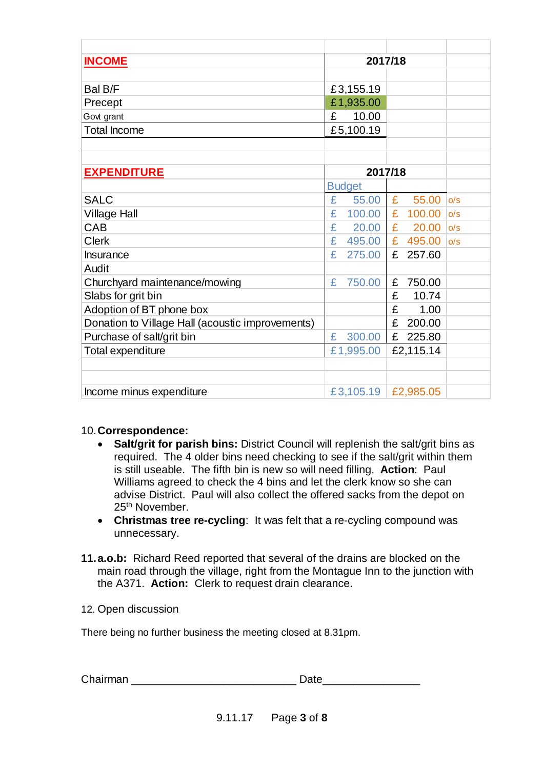| **INCOME** | **2017/18** | | |
|---|---|---|---|
| | | | |
| Bal B/F | £3,155.19 | | |
| Precept | £1,935.00 | | |
| Govt grant | £ 10.00 | | |
| Total Income | £5,100.19 | | |
| | | | |
| | | | |
| **EXPENDITURE** | **2017/18** | | |
| | Budget | | |
| SALC | £ 55.00 | £ 55.00 | o/s |
| Village Hall | £ 100.00 | £ 100.00 | o/s |
| CAB | £ 20.00 | £ 20.00 | o/s |
| Clerk | £ 495.00 | £ 495.00 | o/s |
| Insurance | £ 275.00 | £ 257.60 | |
| Audit | | | |
| Churchyard maintenance/mowing | £ 750.00 | £ 750.00 | |
| Slabs for grit bin | | £ 10.74 | |
| Adoption of BT phone box | | £ 1.00 | |
| Donation to Village Hall (acoustic improvements) | | £ 200.00 | |
| Purchase of salt/grit bin | £ 300.00 | £ 225.80 | |
| Total expenditure | £1,995.00 | £2,115.14 | |
| | | | |
| | | | |
| Income minus expenditure | £3,105.19 | £2,985.05 | |

10. **Correspondence:**
    - **Salt/grit for parish bins:** District Council will replenish the salt/grit bins as required. The 4 older bins need checking to see if the salt/grit within them is still useable. The fifth bin is new so will need filling. **Action**: Paul Williams agreed to check the 4 bins and let the clerk know so she can advise District. Paul will also collect the offered sacks from the depot on 25th November.
    - **Christmas tree re-cycling**: It was felt that a re-cycling compound was unnecessary.

**11. a.o.b:** Richard Reed reported that several of the drains are blocked on the main road through the village, right from the Montague Inn to the junction with the A371. **Action:** Clerk to request drain clearance.

12. Open discussion

There being no further business the meeting closed at 8.31pm.

Chairman ___________________________ Date________________

9.11.17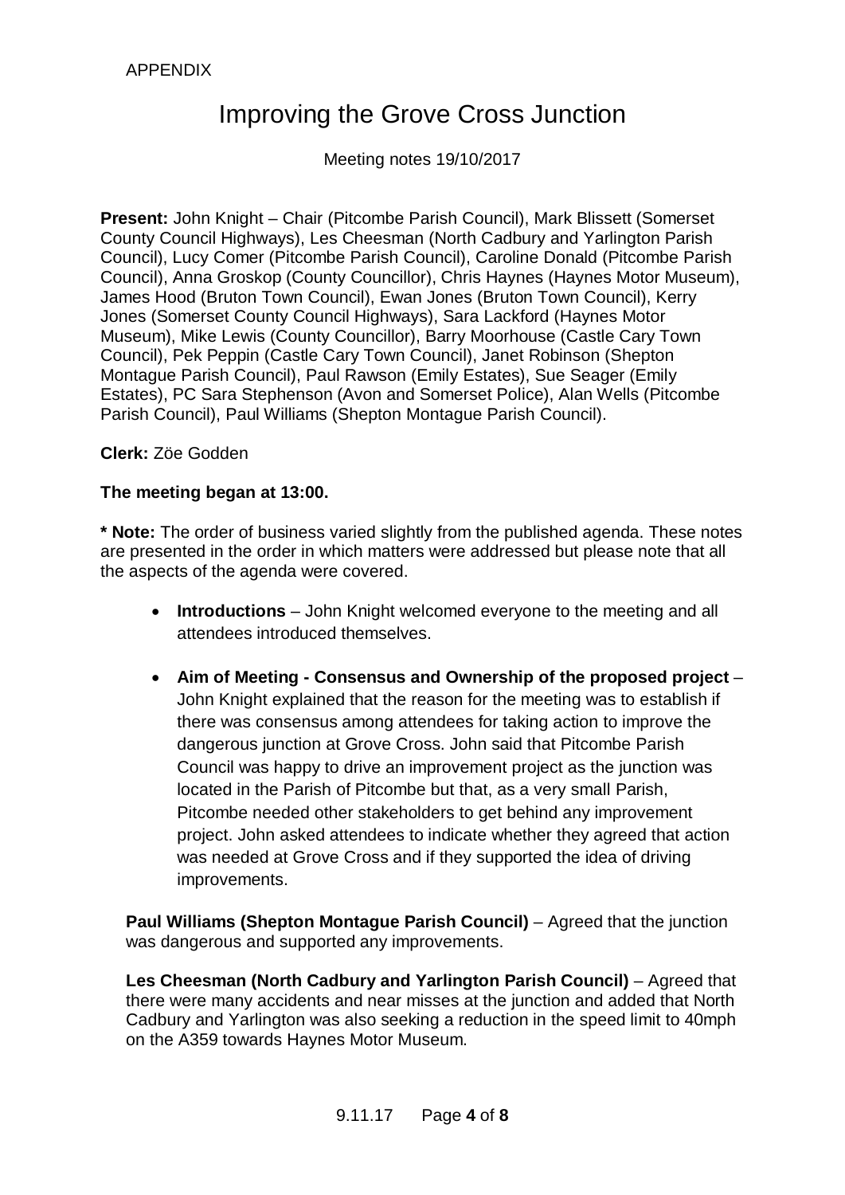APPENDIX

# Improving the Grove Cross Junction

Meeting notes 19/10/2017

**Present:** John Knight – Chair (Pitcombe Parish Council), Mark Blissett (Somerset County Council Highways), Les Cheesman (North Cadbury and Yarlington Parish Council), Lucy Comer (Pitcombe Parish Council), Caroline Donald (Pitcombe Parish Council), Anna Groskop (County Councillor), Chris Haynes (Haynes Motor Museum), James Hood (Bruton Town Council), Ewan Jones (Bruton Town Council), Kerry Jones (Somerset County Council Highways), Sara Lackford (Haynes Motor Museum), Mike Lewis (County Councillor), Barry Moorhouse (Castle Cary Town Council), Pek Peppin (Castle Cary Town Council), Janet Robinson (Shepton Montague Parish Council), Paul Rawson (Emily Estates), Sue Seager (Emily Estates), PC Sara Stephenson (Avon and Somerset Police), Alan Wells (Pitcombe Parish Council), Paul Williams (Shepton Montague Parish Council).

**Clerk:** Zöe Godden

**The meeting began at 13:00.**

**\* Note:** The order of business varied slightly from the published agenda. These notes are presented in the order in which matters were addressed but please note that all the aspects of the agenda were covered.

- **Introductions** – John Knight welcomed everyone to the meeting and all attendees introduced themselves.

- **Aim of Meeting - Consensus and Ownership of the proposed project** – John Knight explained that the reason for the meeting was to establish if there was consensus among attendees for taking action to improve the dangerous junction at Grove Cross. John said that Pitcombe Parish Council was happy to drive an improvement project as the junction was located in the Parish of Pitcombe but that, as a very small Parish, Pitcombe needed other stakeholders to get behind any improvement project. John asked attendees to indicate whether they agreed that action was needed at Grove Cross and if they supported the idea of driving improvements.

**Paul Williams (Shepton Montague Parish Council)** – Agreed that the junction was dangerous and supported any improvements.

**Les Cheesman (North Cadbury and Yarlington Parish Council)** – Agreed that there were many accidents and near misses at the junction and added that North Cadbury and Yarlington was also seeking a reduction in the speed limit to 40mph on the A359 towards Haynes Motor Museum.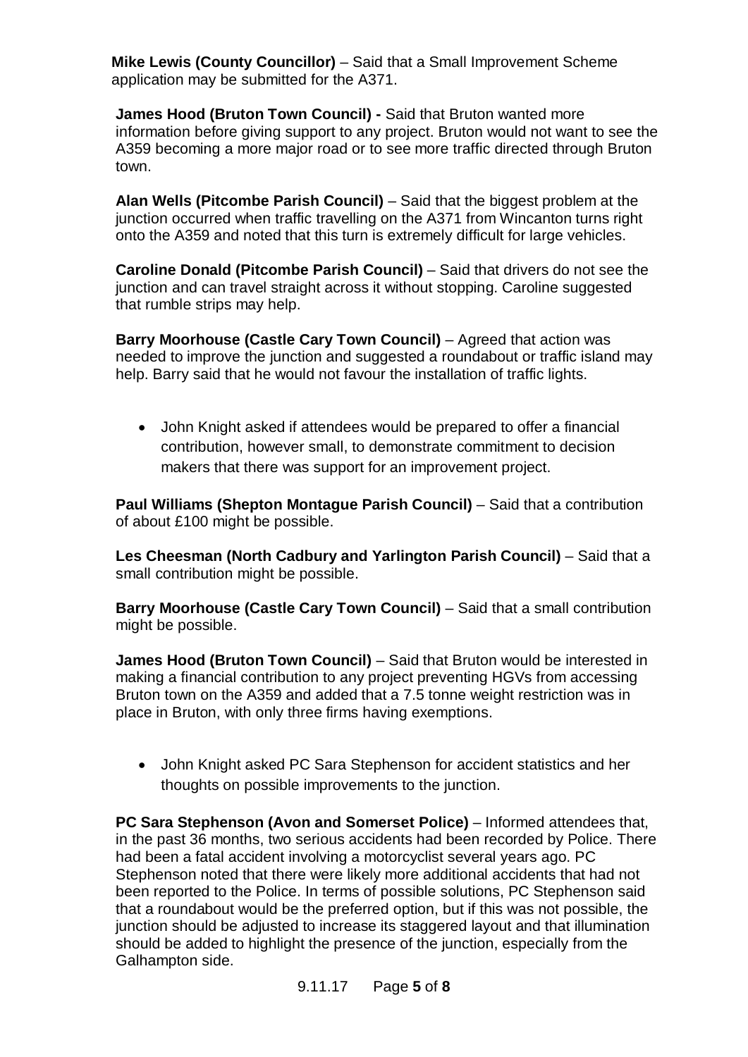**Mike Lewis (County Councillor)** – Said that a Small Improvement Scheme application may be submitted for the A371.

**James Hood (Bruton Town Council) -** Said that Bruton wanted more information before giving support to any project. Bruton would not want to see the A359 becoming a more major road or to see more traffic directed through Bruton town.

**Alan Wells (Pitcombe Parish Council)** – Said that the biggest problem at the junction occurred when traffic travelling on the A371 from Wincanton turns right onto the A359 and noted that this turn is extremely difficult for large vehicles.

**Caroline Donald (Pitcombe Parish Council)** – Said that drivers do not see the junction and can travel straight across it without stopping. Caroline suggested that rumble strips may help.

**Barry Moorhouse (Castle Cary Town Council)** – Agreed that action was needed to improve the junction and suggested a roundabout or traffic island may help. Barry said that he would not favour the installation of traffic lights.

- John Knight asked if attendees would be prepared to offer a financial contribution, however small, to demonstrate commitment to decision makers that there was support for an improvement project.

**Paul Williams (Shepton Montague Parish Council)** – Said that a contribution of about £100 might be possible.

**Les Cheesman (North Cadbury and Yarlington Parish Council)** – Said that a small contribution might be possible.

**Barry Moorhouse (Castle Cary Town Council)** – Said that a small contribution might be possible.

**James Hood (Bruton Town Council)** – Said that Bruton would be interested in making a financial contribution to any project preventing HGVs from accessing Bruton town on the A359 and added that a 7.5 tonne weight restriction was in place in Bruton, with only three firms having exemptions.

- John Knight asked PC Sara Stephenson for accident statistics and her thoughts on possible improvements to the junction.

**PC Sara Stephenson (Avon and Somerset Police)** – Informed attendees that, in the past 36 months, two serious accidents had been recorded by Police. There had been a fatal accident involving a motorcyclist several years ago. PC Stephenson noted that there were likely more additional accidents that had not been reported to the Police. In terms of possible solutions, PC Stephenson said that a roundabout would be the preferred option, but if this was not possible, the junction should be adjusted to increase its staggered layout and that illumination should be added to highlight the presence of the junction, especially from the Galhampton side.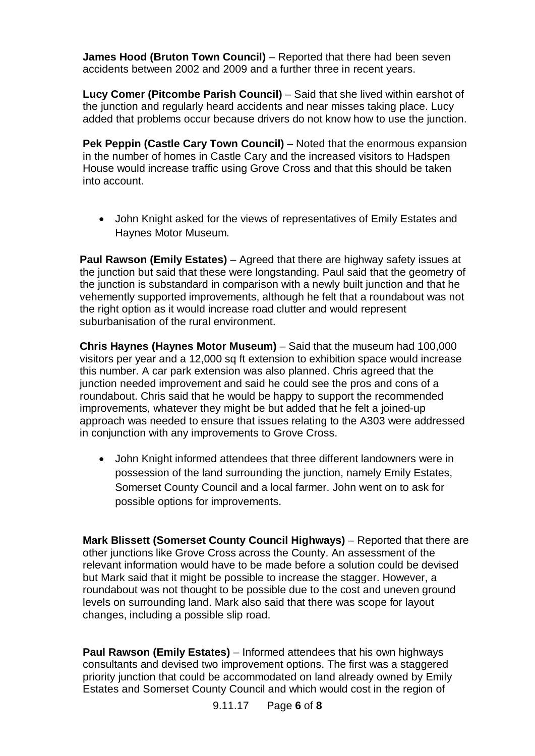**James Hood (Bruton Town Council)** – Reported that there had been seven accidents between 2002 and 2009 and a further three in recent years.

**Lucy Comer (Pitcombe Parish Council)** – Said that she lived within earshot of the junction and regularly heard accidents and near misses taking place. Lucy added that problems occur because drivers do not know how to use the junction.

**Pek Peppin (Castle Cary Town Council)** – Noted that the enormous expansion in the number of homes in Castle Cary and the increased visitors to Hadspen House would increase traffic using Grove Cross and that this should be taken into account.

- John Knight asked for the views of representatives of Emily Estates and Haynes Motor Museum.

**Paul Rawson (Emily Estates)** – Agreed that there are highway safety issues at the junction but said that these were longstanding. Paul said that the geometry of the junction is substandard in comparison with a newly built junction and that he vehemently supported improvements, although he felt that a roundabout was not the right option as it would increase road clutter and would represent suburbanisation of the rural environment.

**Chris Haynes (Haynes Motor Museum)** – Said that the museum had 100,000 visitors per year and a 12,000 sq ft extension to exhibition space would increase this number. A car park extension was also planned. Chris agreed that the junction needed improvement and said he could see the pros and cons of a roundabout. Chris said that he would be happy to support the recommended improvements, whatever they might be but added that he felt a joined-up approach was needed to ensure that issues relating to the A303 were addressed in conjunction with any improvements to Grove Cross.

- John Knight informed attendees that three different landowners were in possession of the land surrounding the junction, namely Emily Estates, Somerset County Council and a local farmer. John went on to ask for possible options for improvements.

**Mark Blissett (Somerset County Council Highways)** – Reported that there are other junctions like Grove Cross across the County. An assessment of the relevant information would have to be made before a solution could be devised but Mark said that it might be possible to increase the stagger. However, a roundabout was not thought to be possible due to the cost and uneven ground levels on surrounding land. Mark also said that there was scope for layout changes, including a possible slip road.

**Paul Rawson (Emily Estates)** – Informed attendees that his own highways consultants and devised two improvement options. The first was a staggered priority junction that could be accommodated on land already owned by Emily Estates and Somerset County Council and which would cost in the region of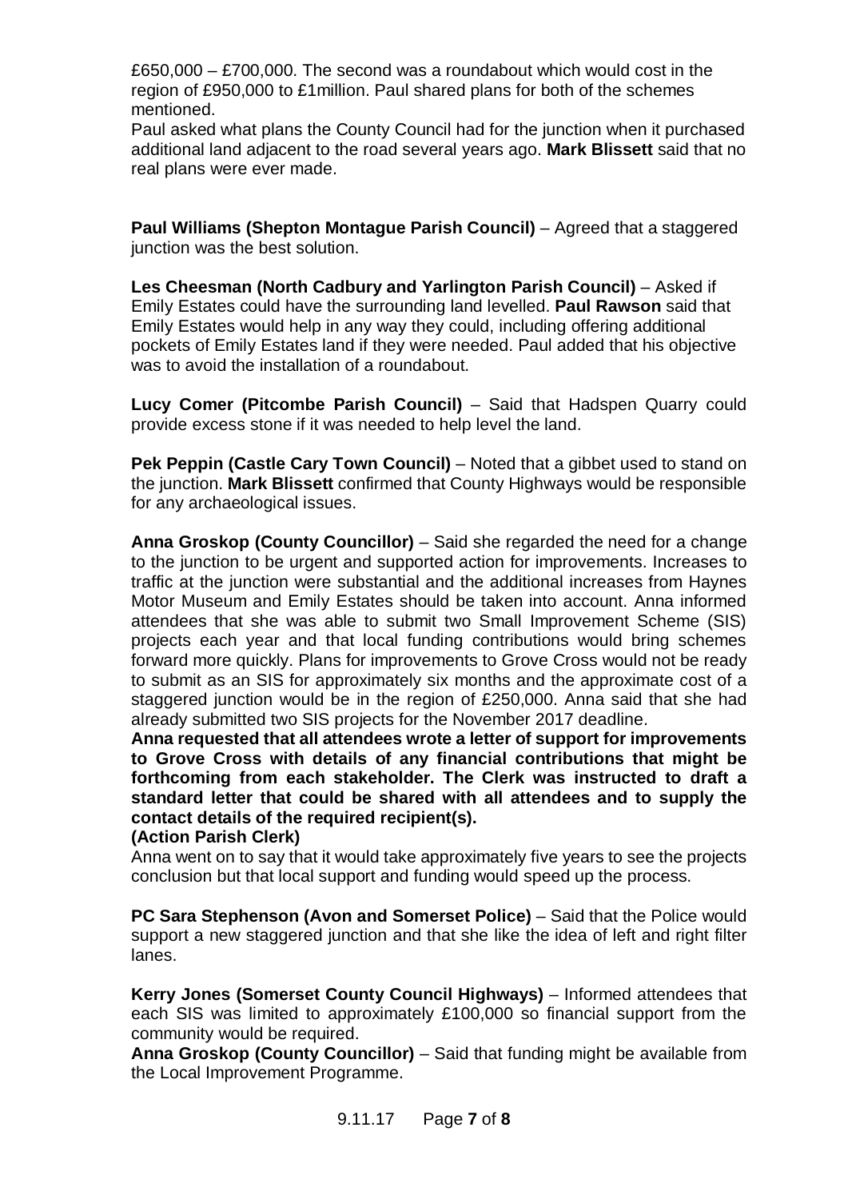£650,000 – £700,000. The second was a roundabout which would cost in the region of £950,000 to £1million. Paul shared plans for both of the schemes mentioned.
Paul asked what plans the County Council had for the junction when it purchased additional land adjacent to the road several years ago. **Mark Blissett** said that no real plans were ever made.

**Paul Williams (Shepton Montague Parish Council)** – Agreed that a staggered junction was the best solution.

**Les Cheesman (North Cadbury and Yarlington Parish Council)** – Asked if Emily Estates could have the surrounding land levelled. **Paul Rawson** said that Emily Estates would help in any way they could, including offering additional pockets of Emily Estates land if they were needed. Paul added that his objective was to avoid the installation of a roundabout.

**Lucy Comer (Pitcombe Parish Council)** – Said that Hadspen Quarry could provide excess stone if it was needed to help level the land.

**Pek Peppin (Castle Cary Town Council)** – Noted that a gibbet used to stand on the junction. **Mark Blissett** confirmed that County Highways would be responsible for any archaeological issues.

**Anna Groskop (County Councillor)** – Said she regarded the need for a change to the junction to be urgent and supported action for improvements. Increases to traffic at the junction were substantial and the additional increases from Haynes Motor Museum and Emily Estates should be taken into account. Anna informed attendees that she was able to submit two Small Improvement Scheme (SIS) projects each year and that local funding contributions would bring schemes forward more quickly. Plans for improvements to Grove Cross would not be ready to submit as an SIS for approximately six months and the approximate cost of a staggered junction would be in the region of £250,000. Anna said that she had already submitted two SIS projects for the November 2017 deadline.
**Anna requested that all attendees wrote a letter of support for improvements to Grove Cross with details of any financial contributions that might be forthcoming from each stakeholder. The Clerk was instructed to draft a standard letter that could be shared with all attendees and to supply the contact details of the required recipient(s).**
**(Action Parish Clerk)**
Anna went on to say that it would take approximately five years to see the projects conclusion but that local support and funding would speed up the process.

**PC Sara Stephenson (Avon and Somerset Police)** – Said that the Police would support a new staggered junction and that she like the idea of left and right filter lanes.

**Kerry Jones (Somerset County Council Highways)** – Informed attendees that each SIS was limited to approximately £100,000 so financial support from the community would be required.
**Anna Groskop (County Councillor)** – Said that funding might be available from the Local Improvement Programme.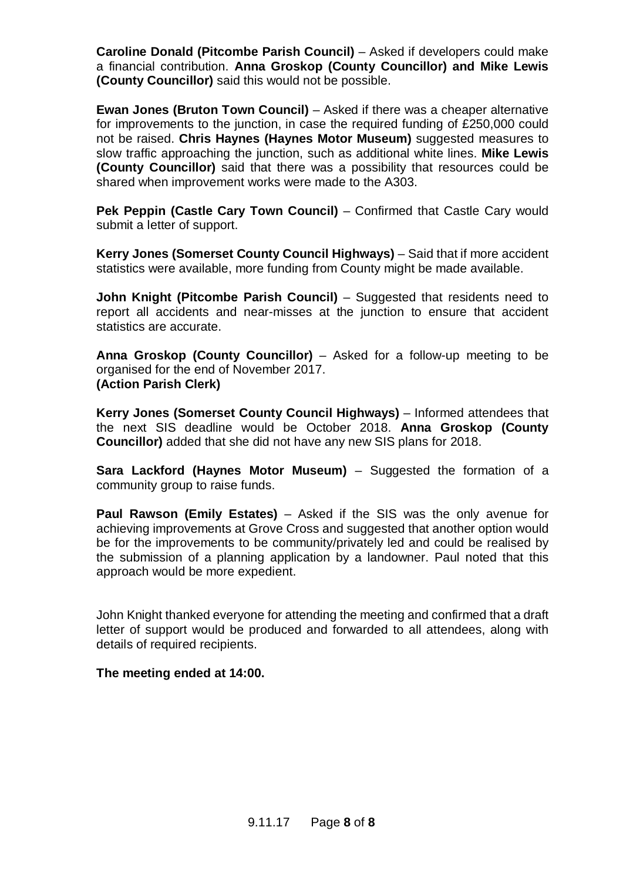**Caroline Donald (Pitcombe Parish Council)** – Asked if developers could make a financial contribution. **Anna Groskop (County Councillor) and Mike Lewis (County Councillor)** said this would not be possible.

**Ewan Jones (Bruton Town Council)** – Asked if there was a cheaper alternative for improvements to the junction, in case the required funding of £250,000 could not be raised. **Chris Haynes (Haynes Motor Museum)** suggested measures to slow traffic approaching the junction, such as additional white lines. **Mike Lewis (County Councillor)** said that there was a possibility that resources could be shared when improvement works were made to the A303.

**Pek Peppin (Castle Cary Town Council)** – Confirmed that Castle Cary would submit a letter of support.

**Kerry Jones (Somerset County Council Highways)** – Said that if more accident statistics were available, more funding from County might be made available.

**John Knight (Pitcombe Parish Council)** – Suggested that residents need to report all accidents and near-misses at the junction to ensure that accident statistics are accurate.

**Anna Groskop (County Councillor)** – Asked for a follow-up meeting to be organised for the end of November 2017.
**(Action Parish Clerk)**

**Kerry Jones (Somerset County Council Highways)** – Informed attendees that the next SIS deadline would be October 2018. **Anna Groskop (County Councillor)** added that she did not have any new SIS plans for 2018.

**Sara Lackford (Haynes Motor Museum)** – Suggested the formation of a community group to raise funds.

**Paul Rawson (Emily Estates)** – Asked if the SIS was the only avenue for achieving improvements at Grove Cross and suggested that another option would be for the improvements to be community/privately led and could be realised by the submission of a planning application by a landowner. Paul noted that this approach would be more expedient.

John Knight thanked everyone for attending the meeting and confirmed that a draft letter of support would be produced and forwarded to all attendees, along with details of required recipients.

**The meeting ended at 14:00.**